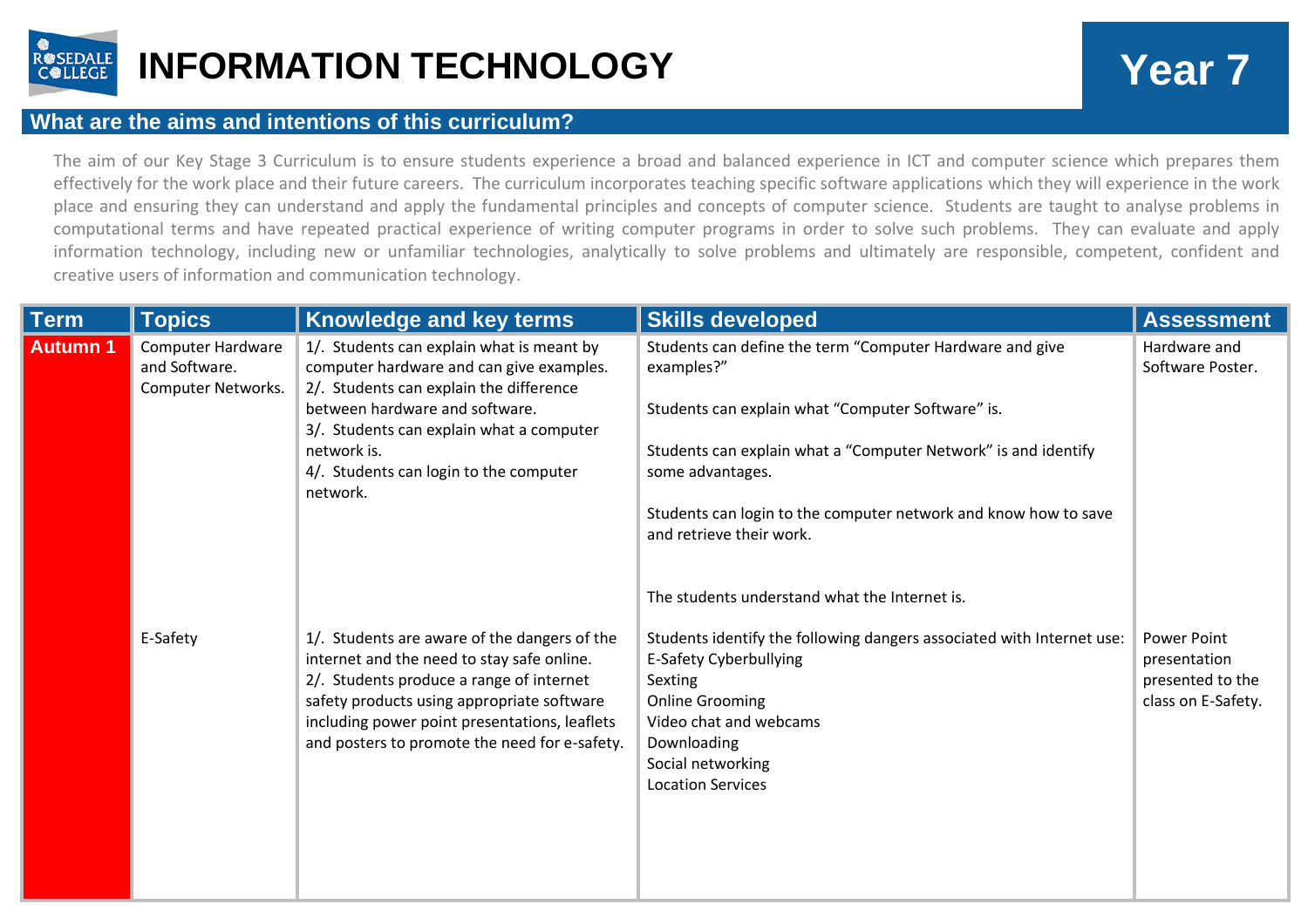# INFORMATION TECHNOLOGY

## Year 7

### What are the aims and intentions of this curriculum?

The aim of our Key Stage 3 Curriculum is to ensure students experience a broad and balanced experience in ICT and computer science which prepares them effectively for the work place and their future careers. The curriculum incorporates teaching specific software applications which they will experience in the work place and ensuring they can understand and apply the fundamental principles and concepts of computer science. Students are taught to analyse problems in computational terms and have repeated practical experience of writing computer programs in order to solve such problems. They can evaluate and apply information technology, including new or unfamiliar technologies, analytically to solve problems and ultimately are responsible, competent, confident and creative users of information and communication technology.

| Term | Topics | Knowledge and key terms | Skills developed | Assessment |
|---|---|---|---|---|
| **Autumn 1** | Computer Hardware and Software.<br>Computer Networks. | 1/. Students can explain what is meant by computer hardware and can give examples.<br>2/. Students can explain the difference between hardware and software.<br>3/. Students can explain what a computer network is.<br>4/. Students can login to the computer network. | Students can define the term "Computer Hardware and give examples?"<br><br>Students can explain what "Computer Software" is.<br><br>Students can explain what a "Computer Network" is and identify some advantages.<br><br>Students can login to the computer network and know how to save and retrieve their work.<br><br>The students understand what the Internet is. | Hardware and Software Poster. |
| | E-Safety | 1/. Students are aware of the dangers of the internet and the need to stay safe online.<br>2/. Students produce a range of internet safety products using appropriate software including power point presentations, leaflets and posters to promote the need for e-safety. | Students identify the following dangers associated with Internet use:<br>E-Safety Cyberbullying<br>Sexting<br>Online Grooming<br>Video chat and webcams<br>Downloading<br>Social networking<br>Location Services | Power Point presentation presented to the class on E-Safety. |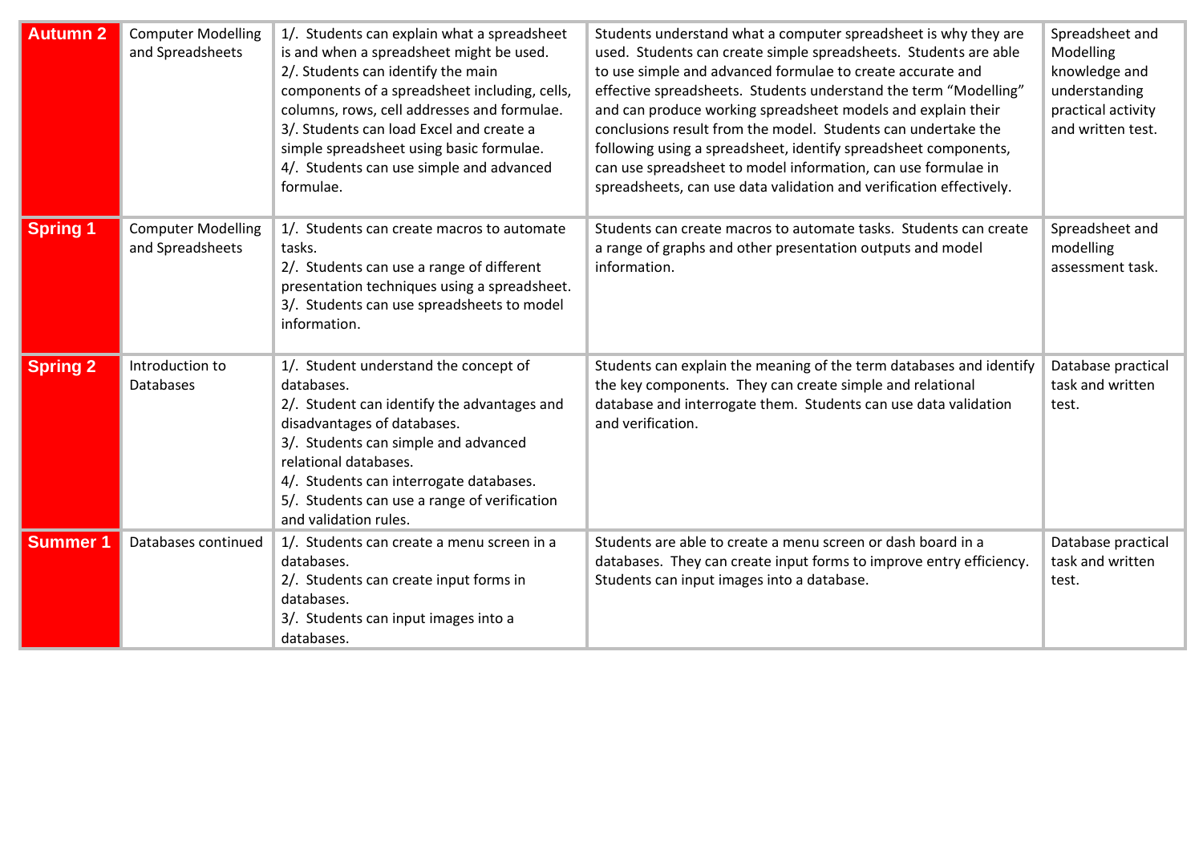| | | | | |
|---|---|---|---|---|
| **Autumn 2** | Computer Modelling and Spreadsheets | 1/. Students can explain what a spreadsheet is and when a spreadsheet might be used.<br>2/. Students can identify the main components of a spreadsheet including, cells, columns, rows, cell addresses and formulae.<br>3/. Students can load Excel and create a simple spreadsheet using basic formulae.<br>4/. Students can use simple and advanced formulae. | Students understand what a computer spreadsheet is why they are used. Students can create simple spreadsheets. Students are able to use simple and advanced formulae to create accurate and effective spreadsheets. Students understand the term "Modelling" and can produce working spreadsheet models and explain their conclusions result from the model. Students can undertake the following using a spreadsheet, identify spreadsheet components, can use spreadsheet to model information, can use formulae in spreadsheets, can use data validation and verification effectively. | Spreadsheet and Modelling knowledge and understanding practical activity and written test. |
| **Spring 1** | Computer Modelling and Spreadsheets | 1/. Students can create macros to automate tasks.<br>2/. Students can use a range of different presentation techniques using a spreadsheet.<br>3/. Students can use spreadsheets to model information. | Students can create macros to automate tasks. Students can create a range of graphs and other presentation outputs and model information. | Spreadsheet and modelling assessment task. |
| **Spring 2** | Introduction to Databases | 1/. Student understand the concept of databases.<br>2/. Student can identify the advantages and disadvantages of databases.<br>3/. Students can simple and advanced relational databases.<br>4/. Students can interrogate databases.<br>5/. Students can use a range of verification and validation rules. | Students can explain the meaning of the term databases and identify the key components. They can create simple and relational database and interrogate them. Students can use data validation and verification. | Database practical task and written test. |
| **Summer 1** | Databases continued | 1/. Students can create a menu screen in a databases.<br>2/. Students can create input forms in databases.<br>3/. Students can input images into a databases. | Students are able to create a menu screen or dash board in a databases. They can create input forms to improve entry efficiency. Students can input images into a database. | Database practical task and written test. |